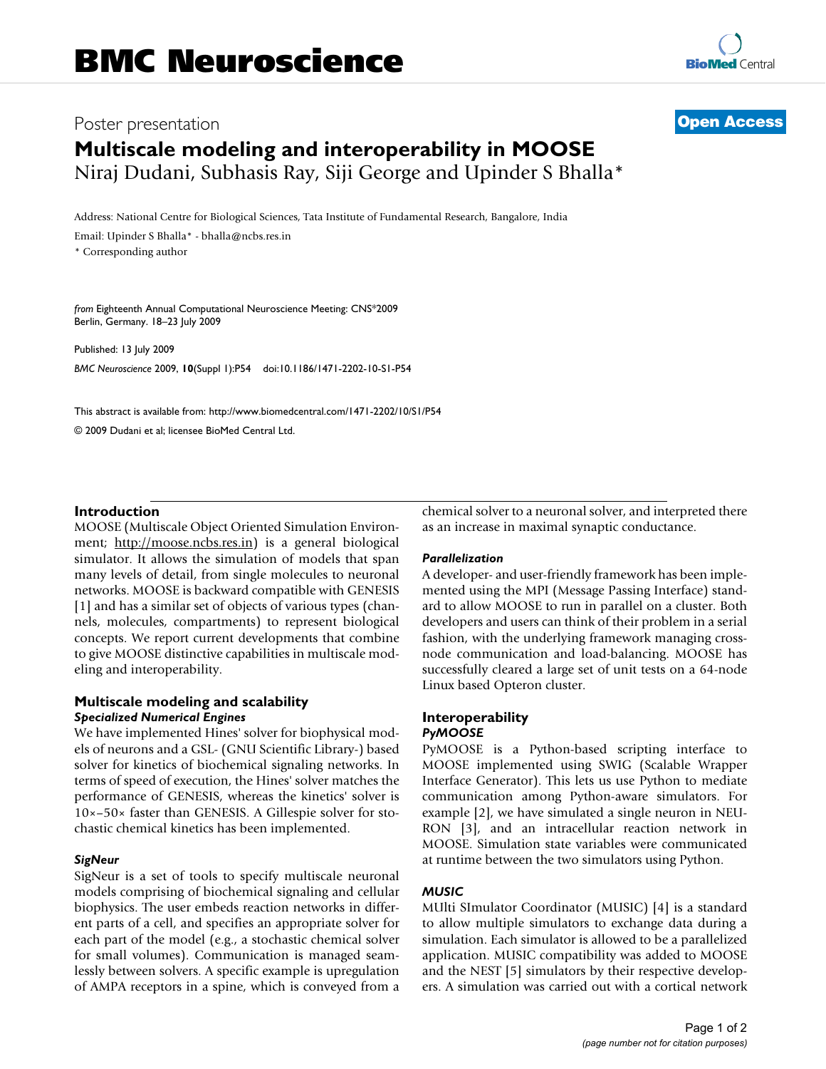Poster presentation

**Open Access**

# Multiscale modeling and interoperability in MOOSE

Niraj Dudani, Subhasis Ray, Siji George and Upinder S Bhalla*

Address: National Centre for Biological Sciences, Tata Institute of Fundamental Research, Bangalore, India

Email: Upinder S Bhalla* - bhalla@ncbs.res.in

* Corresponding author

*from* Eighteenth Annual Computational Neuroscience Meeting: CNS*2009
Berlin, Germany. 18–23 July 2009

Published: 13 July 2009

*BMC Neuroscience* 2009, **10**(Suppl 1):P54 doi:10.1186/1471-2202-10-S1-P54

This abstract is available from: http://www.biomedcentral.com/1471-2202/10/S1/P54

© 2009 Dudani et al; licensee BioMed Central Ltd.

## Introduction

MOOSE (Multiscale Object Oriented Simulation Environment; http://moose.ncbs.res.in) is a general biological simulator. It allows the simulation of models that span many levels of detail, from single molecules to neuronal networks. MOOSE is backward compatible with GENESIS [1] and has a similar set of objects of various types (channels, molecules, compartments) to represent biological concepts. We report current developments that combine to give MOOSE distinctive capabilities in multiscale modeling and interoperability.

## Multiscale modeling and scalability

### *Specialized Numerical Engines*

We have implemented Hines' solver for biophysical models of neurons and a GSL- (GNU Scientific Library-) based solver for kinetics of biochemical signaling networks. In terms of speed of execution, the Hines' solver matches the performance of GENESIS, whereas the kinetics' solver is 10×–50× faster than GENESIS. A Gillespie solver for stochastic chemical kinetics has been implemented.

### *SigNeur*

SigNeur is a set of tools to specify multiscale neuronal models comprising of biochemical signaling and cellular biophysics. The user embeds reaction networks in different parts of a cell, and specifies an appropriate solver for each part of the model (e.g., a stochastic chemical solver for small volumes). Communication is managed seamlessly between solvers. A specific example is upregulation of AMPA receptors in a spine, which is conveyed from a chemical solver to a neuronal solver, and interpreted there as an increase in maximal synaptic conductance.

### *Parallelization*

A developer- and user-friendly framework has been implemented using the MPI (Message Passing Interface) standard to allow MOOSE to run in parallel on a cluster. Both developers and users can think of their problem in a serial fashion, with the underlying framework managing cross-node communication and load-balancing. MOOSE has successfully cleared a large set of unit tests on a 64-node Linux based Opteron cluster.

## Interoperability

### *PyMOOSE*

PyMOOSE is a Python-based scripting interface to MOOSE implemented using SWIG (Scalable Wrapper Interface Generator). This lets us use Python to mediate communication among Python-aware simulators. For example [2], we have simulated a single neuron in NEURON [3], and an intracellular reaction network in MOOSE. Simulation state variables were communicated at runtime between the two simulators using Python.

### *MUSIC*

MUlti SImulator Coordinator (MUSIC) [4] is a standard to allow multiple simulators to exchange data during a simulation. Each simulator is allowed to be a parallelized application. MUSIC compatibility was added to MOOSE and the NEST [5] simulators by their respective developers. A simulation was carried out with a cortical network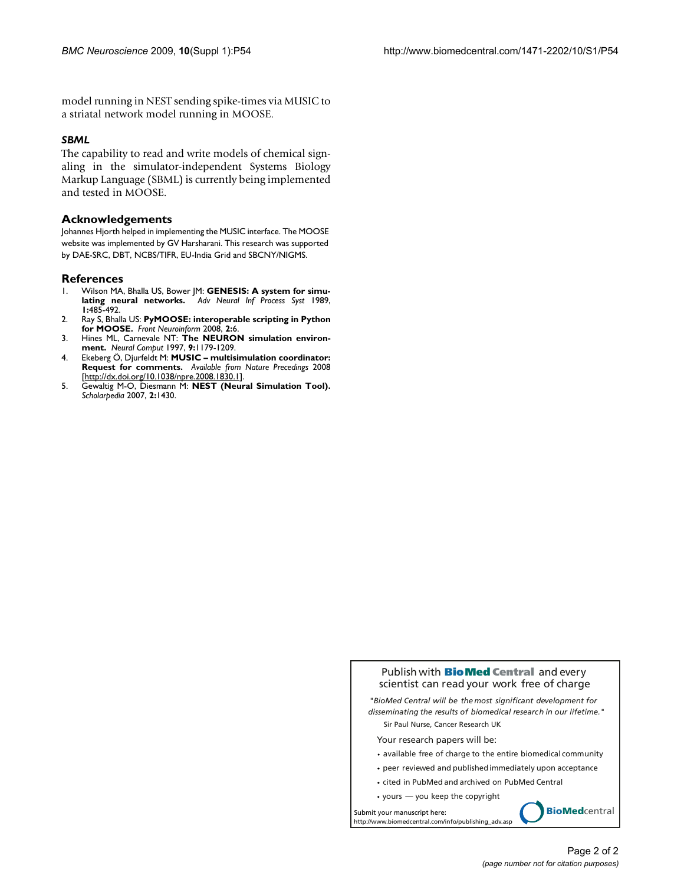model running in NEST sending spike-times via MUSIC to a striatal network model running in MOOSE.

### *SBML*

The capability to read and write models of chemical signaling in the simulator-independent Systems Biology Markup Language (SBML) is currently being implemented and tested in MOOSE.

## Acknowledgements

Johannes Hjorth helped in implementing the MUSIC interface. The MOOSE website was implemented by GV Harsharani. This research was supported by DAE-SRC, DBT, NCBS/TIFR, EU-India Grid and SBCNY/NIGMS.

## References

1. Wilson MA, Bhalla US, Bower JM: **GENESIS: A system for simulating neural networks.** *Adv Neural Inf Process Syst* 1989, **1:**485-492.
2. Ray S, Bhalla US: **PyMOOSE: interoperable scripting in Python for MOOSE.** *Front Neuroinform* 2008, **2:**6.
3. Hines ML, Carnevale NT: **The NEURON simulation environment.** *Neural Comput* 1997, **9:**1179-1209.
4. Ekeberg Ö, Djurfeldt M: **MUSIC – multisimulation coordinator: Request for comments.** *Available from Nature Precedings* 2008 [http://dx.doi.org/10.1038/npre.2008.1830.1].
5. Gewaltig M-O, Diesmann M: **NEST (Neural Simulation Tool).** *Scholarpedia* 2007, **2:**1430.

Publish with **BioMed Central** and every scientist can read your work free of charge

*"BioMed Central will be the most significant development for disseminating the results of biomedical research in our lifetime."*

Sir Paul Nurse, Cancer Research UK

Your research papers will be:

- available free of charge to the entire biomedical community
- peer reviewed and published immediately upon acceptance
- cited in PubMed and archived on PubMed Central
- yours — you keep the copyright

Submit your manuscript here:
http://www.biomedcentral.com/info/publishing_adv.asp

**BioMed**central